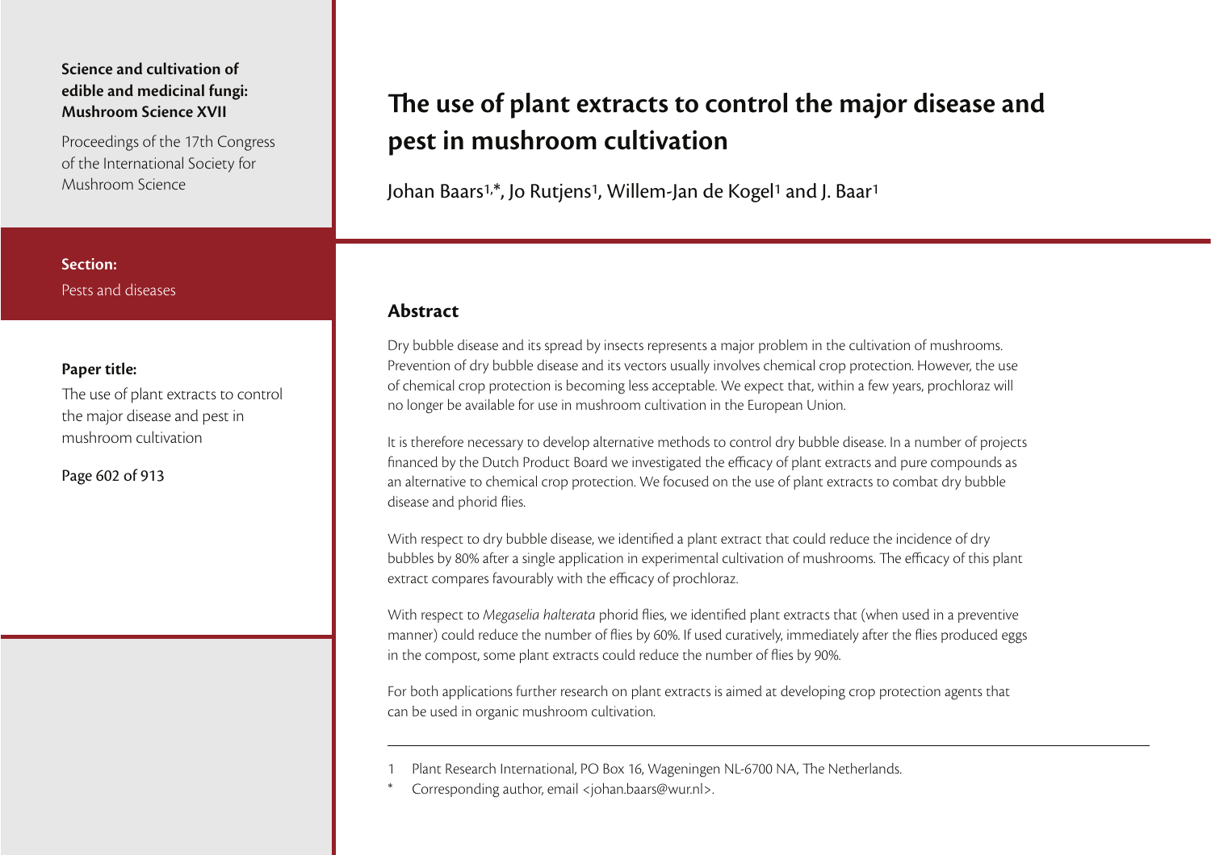# The use of plant extracts to control the major disease and pest in mushroom cultivation

Johan Baars[1,*], Jo Rutjens[1], Willem-Jan de Kogel[1] and J. Baar[1]

**Section:** Pests and diseases

## Abstract

Dry bubble disease and its spread by insects represents a major problem in the cultivation of mushrooms. Prevention of dry bubble disease and its vectors usually involves chemical crop protection. However, the use of chemical crop protection is becoming less acceptable. We expect that, within a few years, prochloraz will no longer be available for use in mushroom cultivation in the European Union.

It is therefore necessary to develop alternative methods to control dry bubble disease. In a number of projects financed by the Dutch Product Board we investigated the efficacy of plant extracts and pure compounds as an alternative to chemical crop protection. We focused on the use of plant extracts to combat dry bubble disease and phorid flies.

With respect to dry bubble disease, we identified a plant extract that could reduce the incidence of dry bubbles by 80% after a single application in experimental cultivation of mushrooms. The efficacy of this plant extract compares favourably with the efficacy of prochloraz.

With respect to *Megaselia halterata* phorid flies, we identified plant extracts that (when used in a preventive manner) could reduce the number of flies by 60%. If used curatively, immediately after the flies produced eggs in the compost, some plant extracts could reduce the number of flies by 90%.

For both applications further research on plant extracts is aimed at developing crop protection agents that can be used in organic mushroom cultivation.

---

1 Plant Research International, PO Box 16, Wageningen NL-6700 NA, The Netherlands.

\* Corresponding author, email <johan.baars@wur.nl>.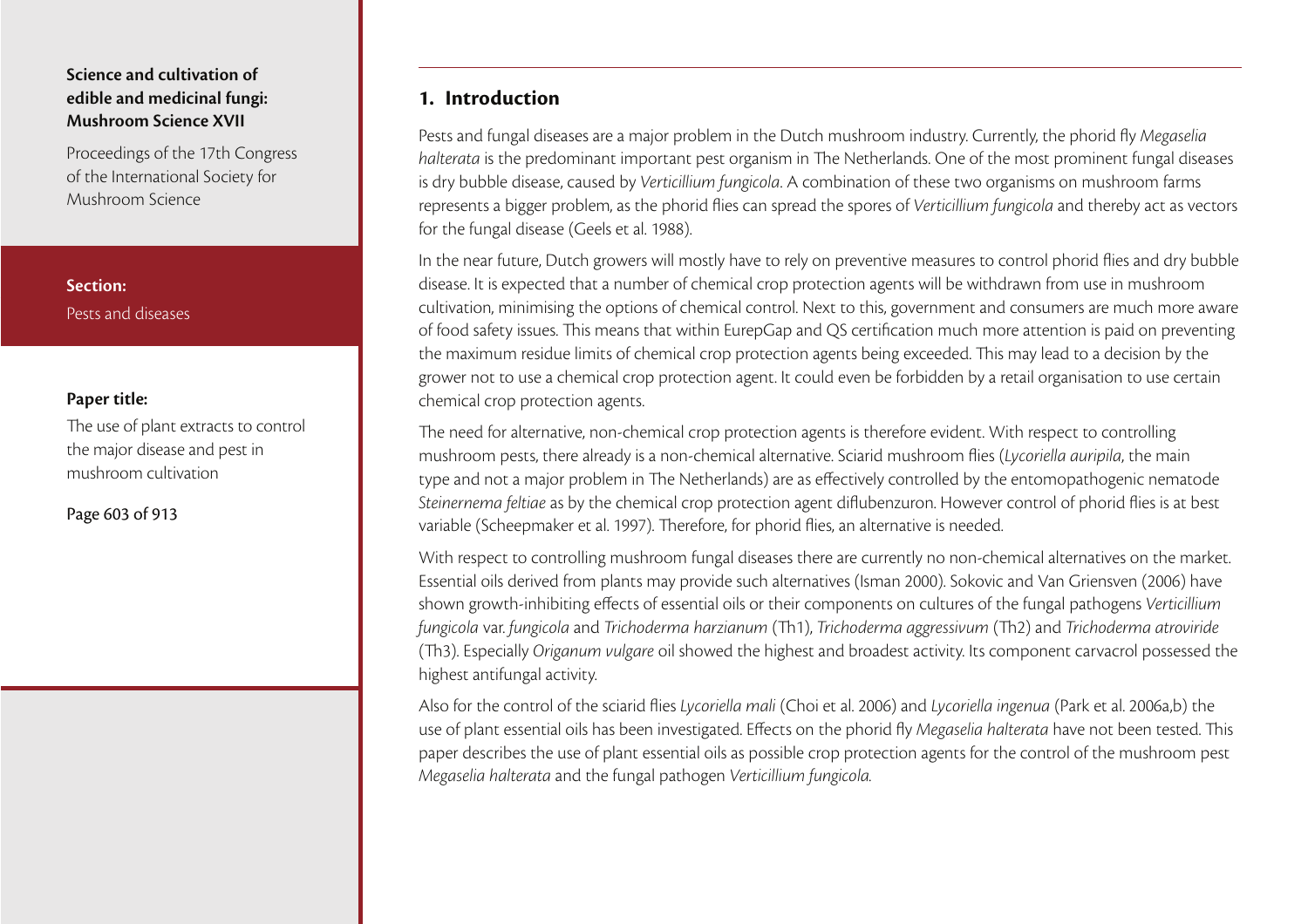## 1. Introduction

Pests and fungal diseases are a major problem in the Dutch mushroom industry. Currently, the phorid fly *Megaselia halterata* is the predominant important pest organism in The Netherlands. One of the most prominent fungal diseases is dry bubble disease, caused by *Verticillium fungicola*. A combination of these two organisms on mushroom farms represents a bigger problem, as the phorid flies can spread the spores of *Verticillium fungicola* and thereby act as vectors for the fungal disease (Geels et al. 1988).

In the near future, Dutch growers will mostly have to rely on preventive measures to control phorid flies and dry bubble disease. It is expected that a number of chemical crop protection agents will be withdrawn from use in mushroom cultivation, minimising the options of chemical control. Next to this, government and consumers are much more aware of food safety issues. This means that within EurepGap and QS certification much more attention is paid on preventing the maximum residue limits of chemical crop protection agents being exceeded. This may lead to a decision by the grower not to use a chemical crop protection agent. It could even be forbidden by a retail organisation to use certain chemical crop protection agents.

The need for alternative, non-chemical crop protection agents is therefore evident. With respect to controlling mushroom pests, there already is a non-chemical alternative. Sciarid mushroom flies (*Lycoriella auripila*, the main type and not a major problem in The Netherlands) are as effectively controlled by the entomopathogenic nematode *Steinernema feltiae* as by the chemical crop protection agent diflubenzuron. However control of phorid flies is at best variable (Scheepmaker et al. 1997). Therefore, for phorid flies, an alternative is needed.

With respect to controlling mushroom fungal diseases there are currently no non-chemical alternatives on the market. Essential oils derived from plants may provide such alternatives (Isman 2000). Sokovic and Van Griensven (2006) have shown growth-inhibiting effects of essential oils or their components on cultures of the fungal pathogens *Verticillium fungicola* var. *fungicola* and *Trichoderma harzianum* (Th1), *Trichoderma aggressivum* (Th2) and *Trichoderma atroviride* (Th3). Especially *Origanum vulgare* oil showed the highest and broadest activity. Its component carvacrol possessed the highest antifungal activity.

Also for the control of the sciarid flies *Lycoriella mali* (Choi et al. 2006) and *Lycoriella ingenua* (Park et al. 2006a,b) the use of plant essential oils has been investigated. Effects on the phorid fly *Megaselia halterata* have not been tested. This paper describes the use of plant essential oils as possible crop protection agents for the control of the mushroom pest *Megaselia halterata* and the fungal pathogen *Verticillium fungicola*.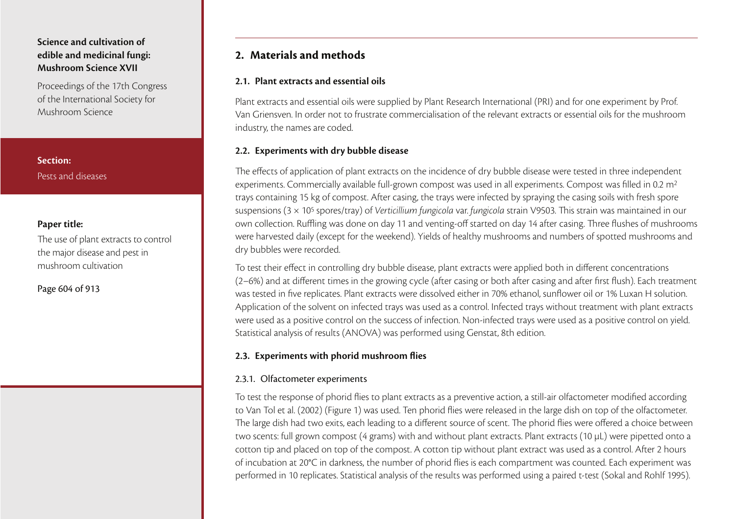## 2. Materials and methods

### 2.1. Plant extracts and essential oils

Plant extracts and essential oils were supplied by Plant Research International (PRI) and for one experiment by Prof. Van Griensven. In order not to frustrate commercialisation of the relevant extracts or essential oils for the mushroom industry, the names are coded.

### 2.2. Experiments with dry bubble disease

The effects of application of plant extracts on the incidence of dry bubble disease were tested in three independent experiments. Commercially available full-grown compost was used in all experiments. Compost was filled in 0.2 $m^2$ trays containing 15 kg of compost. After casing, the trays were infected by spraying the casing soils with fresh spore suspensions ($3 \times 10^5$ spores/tray) of *Verticillium fungicola* var. *fungicola* strain V9503. This strain was maintained in our own collection. Ruffling was done on day 11 and venting-off started on day 14 after casing. Three flushes of mushrooms were harvested daily (except for the weekend). Yields of healthy mushrooms and numbers of spotted mushrooms and dry bubbles were recorded.

To test their effect in controlling dry bubble disease, plant extracts were applied both in different concentrations (2–6%) and at different times in the growing cycle (after casing or both after casing and after first flush). Each treatment was tested in five replicates. Plant extracts were dissolved either in 70% ethanol, sunflower oil or 1% Luxan H solution. Application of the solvent on infected trays was used as a control. Infected trays without treatment with plant extracts were used as a positive control on the success of infection. Non-infected trays were used as a positive control on yield. Statistical analysis of results (ANOVA) was performed using Genstat, 8th edition.

### 2.3. Experiments with phorid mushroom flies

#### 2.3.1. Olfactometer experiments

To test the response of phorid flies to plant extracts as a preventive action, a still-air olfactometer modified according to Van Tol et al. (2002) (Figure 1) was used. Ten phorid flies were released in the large dish on top of the olfactometer. The large dish had two exits, each leading to a different source of scent. The phorid flies were offered a choice between two scents: full grown compost (4 grams) with and without plant extracts. Plant extracts (10 µL) were pipetted onto a cotton tip and placed on top of the compost. A cotton tip without plant extract was used as a control. After 2 hours of incubation at 20°C in darkness, the number of phorid flies is each compartment was counted. Each experiment was performed in 10 replicates. Statistical analysis of the results was performed using a paired t-test (Sokal and Rohlf 1995).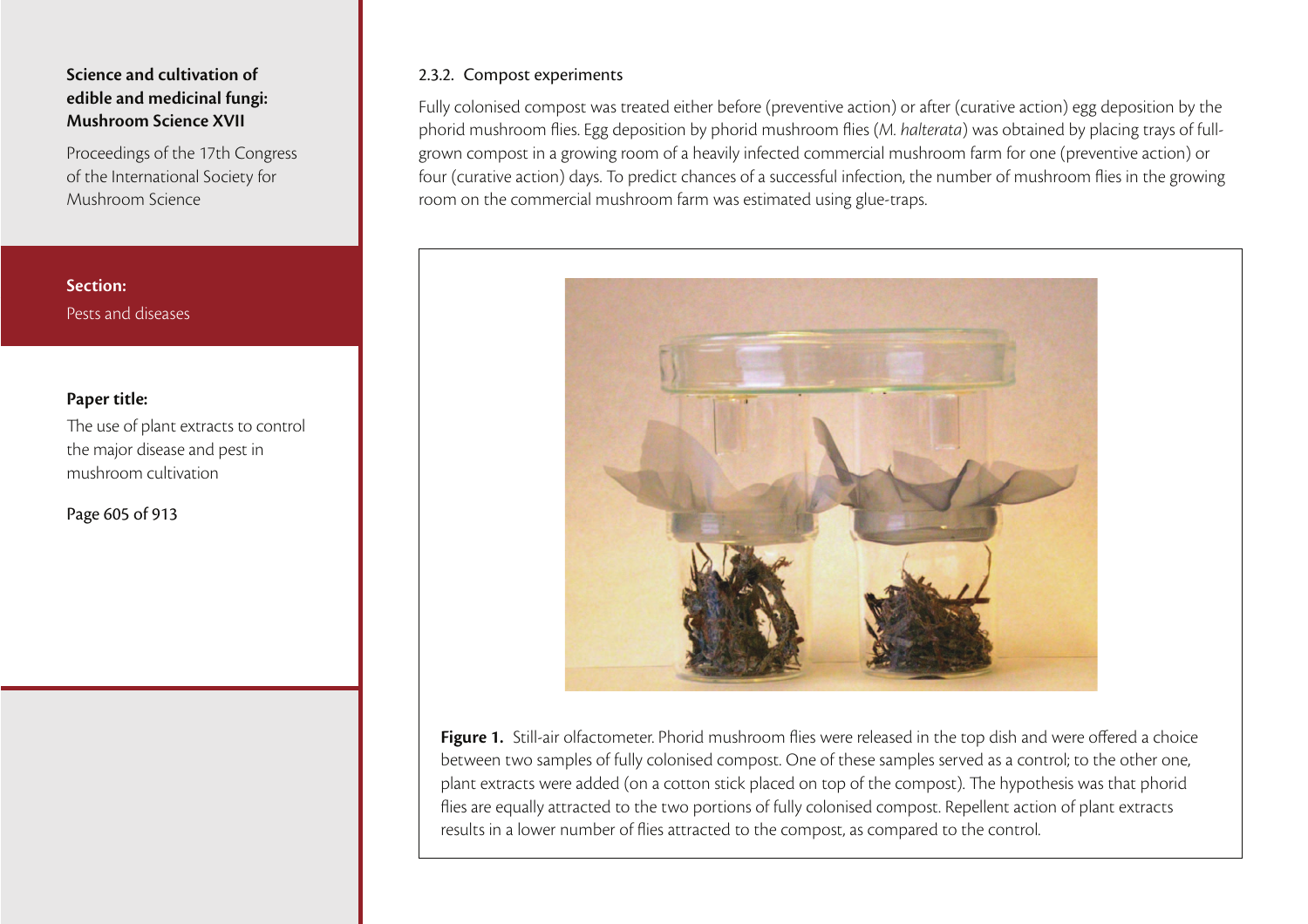### 2.3.2. Compost experiments

Fully colonised compost was treated either before (preventive action) or after (curative action) egg deposition by the phorid mushroom flies. Egg deposition by phorid mushroom flies (*M. halterata*) was obtained by placing trays of full-grown compost in a growing room of a heavily infected commercial mushroom farm for one (preventive action) or four (curative action) days. To predict chances of a successful infection, the number of mushroom flies in the growing room on the commercial mushroom farm was estimated using glue-traps.

**Figure 1.** Still-air olfactometer. Phorid mushroom flies were released in the top dish and were offered a choice between two samples of fully colonised compost. One of these samples served as a control; to the other one, plant extracts were added (on a cotton stick placed on top of the compost). The hypothesis was that phorid flies are equally attracted to the two portions of fully colonised compost. Repellent action of plant extracts results in a lower number of flies attracted to the compost, as compared to the control.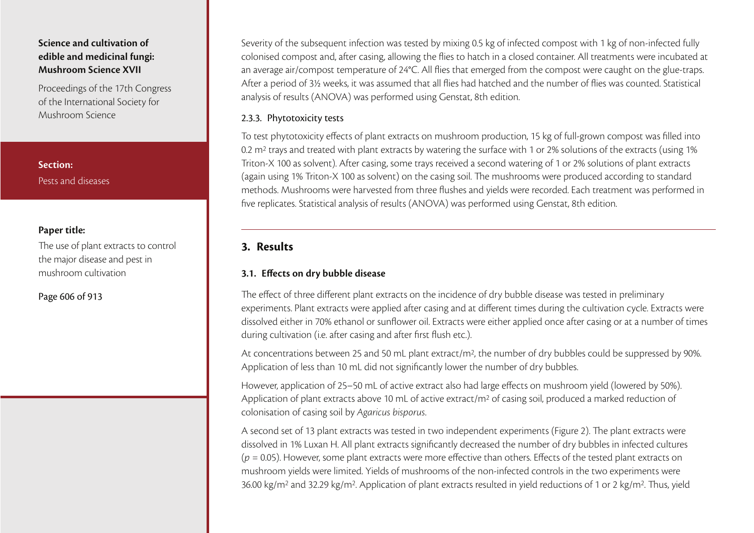Severity of the subsequent infection was tested by mixing 0.5 kg of infected compost with 1 kg of non-infected fully colonised compost and, after casing, allowing the flies to hatch in a closed container. All treatments were incubated at an average air/compost temperature of 24°C. All flies that emerged from the compost were caught on the glue-traps. After a period of 3½ weeks, it was assumed that all flies had hatched and the number of flies was counted. Statistical analysis of results (ANOVA) was performed using Genstat, 8th edition.

#### 2.3.3. Phytotoxicity tests

To test phytotoxicity effects of plant extracts on mushroom production, 15 kg of full-grown compost was filled into 0.2 $m^2$ trays and treated with plant extracts by watering the surface with 1 or 2% solutions of the extracts (using 1% Triton-X 100 as solvent). After casing, some trays received a second watering of 1 or 2% solutions of plant extracts (again using 1% Triton-X 100 as solvent) on the casing soil. The mushrooms were produced according to standard methods. Mushrooms were harvested from three flushes and yields were recorded. Each treatment was performed in five replicates. Statistical analysis of results (ANOVA) was performed using Genstat, 8th edition.

## 3. Results

### 3.1. Effects on dry bubble disease

The effect of three different plant extracts on the incidence of dry bubble disease was tested in preliminary experiments. Plant extracts were applied after casing and at different times during the cultivation cycle. Extracts were dissolved either in 70% ethanol or sunflower oil. Extracts were either applied once after casing or at a number of times during cultivation (i.e. after casing and after first flush etc.).

At concentrations between 25 and 50 mL plant extract/$m^2$, the number of dry bubbles could be suppressed by 90%. Application of less than 10 mL did not significantly lower the number of dry bubbles.

However, application of 25–50 mL of active extract also had large effects on mushroom yield (lowered by 50%). Application of plant extracts above 10 mL of active extract/$m^2$ of casing soil, produced a marked reduction of colonisation of casing soil by *Agaricus bisporus*.

A second set of 13 plant extracts was tested in two independent experiments (Figure 2). The plant extracts were dissolved in 1% Luxan H. All plant extracts significantly decreased the number of dry bubbles in infected cultures ($p = 0.05$). However, some plant extracts were more effective than others. Effects of the tested plant extracts on mushroom yields were limited. Yields of mushrooms of the non-infected controls in the two experiments were 36.00 kg/$m^2$ and 32.29 kg/$m^2$. Application of plant extracts resulted in yield reductions of 1 or 2 kg/$m^2$. Thus, yield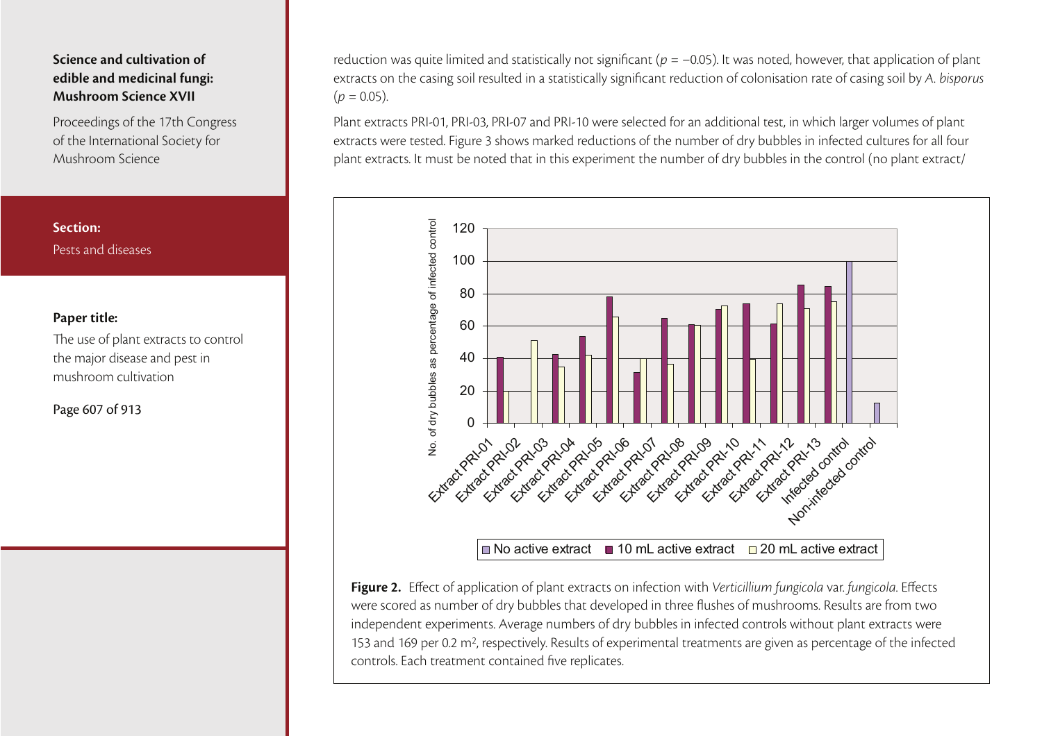reduction was quite limited and statistically not significant ($p = -0.05$). It was noted, however, that application of plant extracts on the casing soil resulted in a statistically significant reduction of colonisation rate of casing soil by *A. bisporus* ($p = 0.05$).

Plant extracts PRI-01, PRI-03, PRI-07 and PRI-10 were selected for an additional test, in which larger volumes of plant extracts were tested. Figure 3 shows marked reductions of the number of dry bubbles in infected cultures for all four plant extracts. It must be noted that in this experiment the number of dry bubbles in the control (no plant extract/

**Figure 2.** Effect of application of plant extracts on infection with *Verticillium fungicola* var. *fungicola*. Effects were scored as number of dry bubbles that developed in three flushes of mushrooms. Results are from two independent experiments. Average numbers of dry bubbles in infected controls without plant extracts were 153 and 169 per 0.2 m$^2$, respectively. Results of experimental treatments are given as percentage of the infected controls. Each treatment contained five replicates.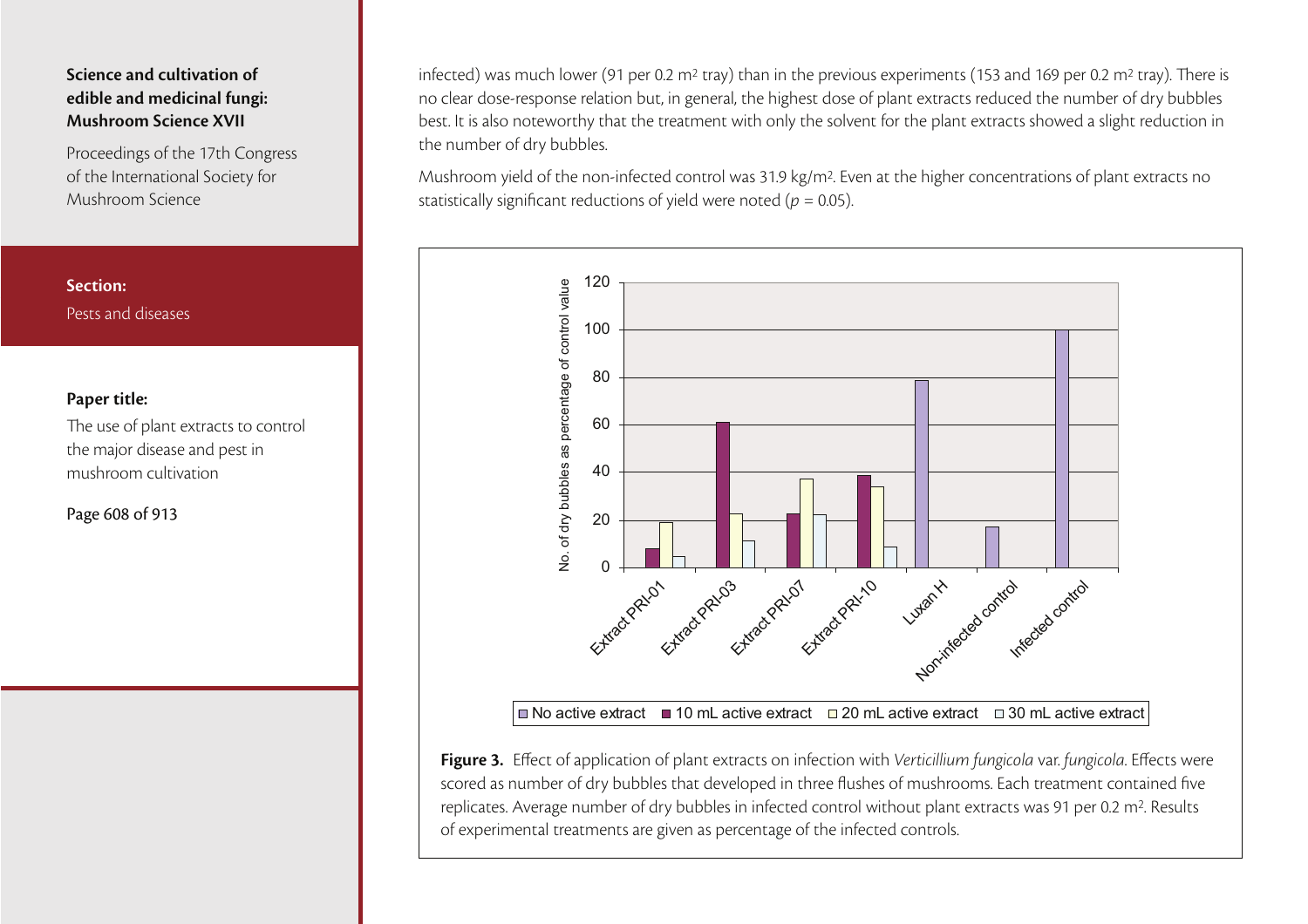infected) was much lower (91 per 0.2 m² tray) than in the previous experiments (153 and 169 per 0.2 m² tray). There is no clear dose-response relation but, in general, the highest dose of plant extracts reduced the number of dry bubbles best. It is also noteworthy that the treatment with only the solvent for the plant extracts showed a slight reduction in the number of dry bubbles.

Mushroom yield of the non-infected control was 31.9 kg/m². Even at the higher concentrations of plant extracts no statistically significant reductions of yield were noted ($p = 0.05$).

**Figure 3.** Effect of application of plant extracts on infection with *Verticillium fungicola* var. *fungicola*. Effects were scored as number of dry bubbles that developed in three flushes of mushrooms. Each treatment contained five replicates. Average number of dry bubbles in infected control without plant extracts was 91 per 0.2 m². Results of experimental treatments are given as percentage of the infected controls.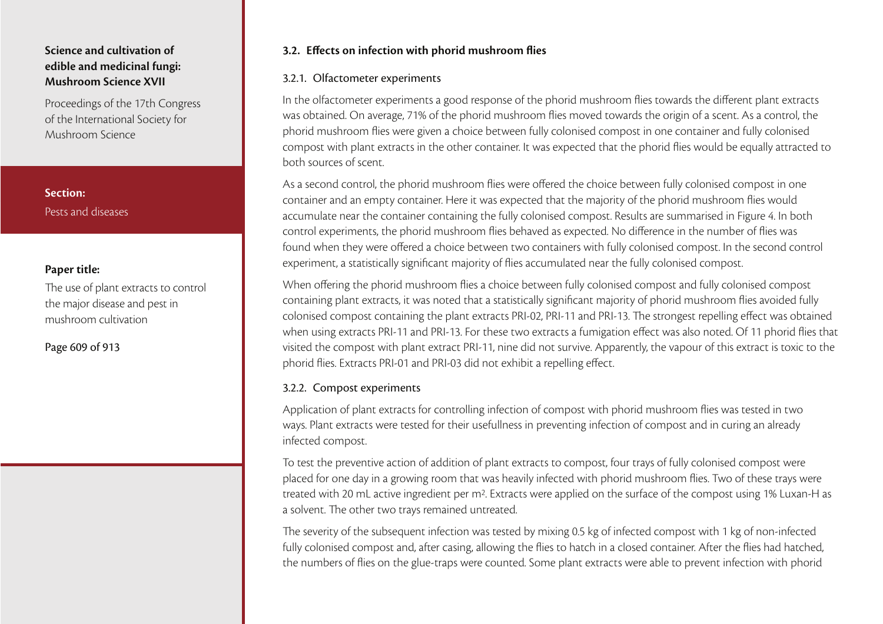### 3.2. Effects on infection with phorid mushroom flies

#### 3.2.1. Olfactometer experiments

In the olfactometer experiments a good response of the phorid mushroom flies towards the different plant extracts was obtained. On average, 71% of the phorid mushroom flies moved towards the origin of a scent. As a control, the phorid mushroom flies were given a choice between fully colonised compost in one container and fully colonised compost with plant extracts in the other container. It was expected that the phorid flies would be equally attracted to both sources of scent.

As a second control, the phorid mushroom flies were offered the choice between fully colonised compost in one container and an empty container. Here it was expected that the majority of the phorid mushroom flies would accumulate near the container containing the fully colonised compost. Results are summarised in Figure 4. In both control experiments, the phorid mushroom flies behaved as expected. No difference in the number of flies was found when they were offered a choice between two containers with fully colonised compost. In the second control experiment, a statistically significant majority of flies accumulated near the fully colonised compost.

When offering the phorid mushroom flies a choice between fully colonised compost and fully colonised compost containing plant extracts, it was noted that a statistically significant majority of phorid mushroom flies avoided fully colonised compost containing the plant extracts PRI-02, PRI-11 and PRI-13. The strongest repelling effect was obtained when using extracts PRI-11 and PRI-13. For these two extracts a fumigation effect was also noted. Of 11 phorid flies that visited the compost with plant extract PRI-11, nine did not survive. Apparently, the vapour of this extract is toxic to the phorid flies. Extracts PRI-01 and PRI-03 did not exhibit a repelling effect.

#### 3.2.2. Compost experiments

Application of plant extracts for controlling infection of compost with phorid mushroom flies was tested in two ways. Plant extracts were tested for their usefullness in preventing infection of compost and in curing an already infected compost.

To test the preventive action of addition of plant extracts to compost, four trays of fully colonised compost were placed for one day in a growing room that was heavily infected with phorid mushroom flies. Two of these trays were treated with 20 mL active ingredient per $m^2$. Extracts were applied on the surface of the compost using 1% Luxan-H as a solvent. The other two trays remained untreated.

The severity of the subsequent infection was tested by mixing 0.5 kg of infected compost with 1 kg of non-infected fully colonised compost and, after casing, allowing the flies to hatch in a closed container. After the flies had hatched, the numbers of flies on the glue-traps were counted. Some plant extracts were able to prevent infection with phorid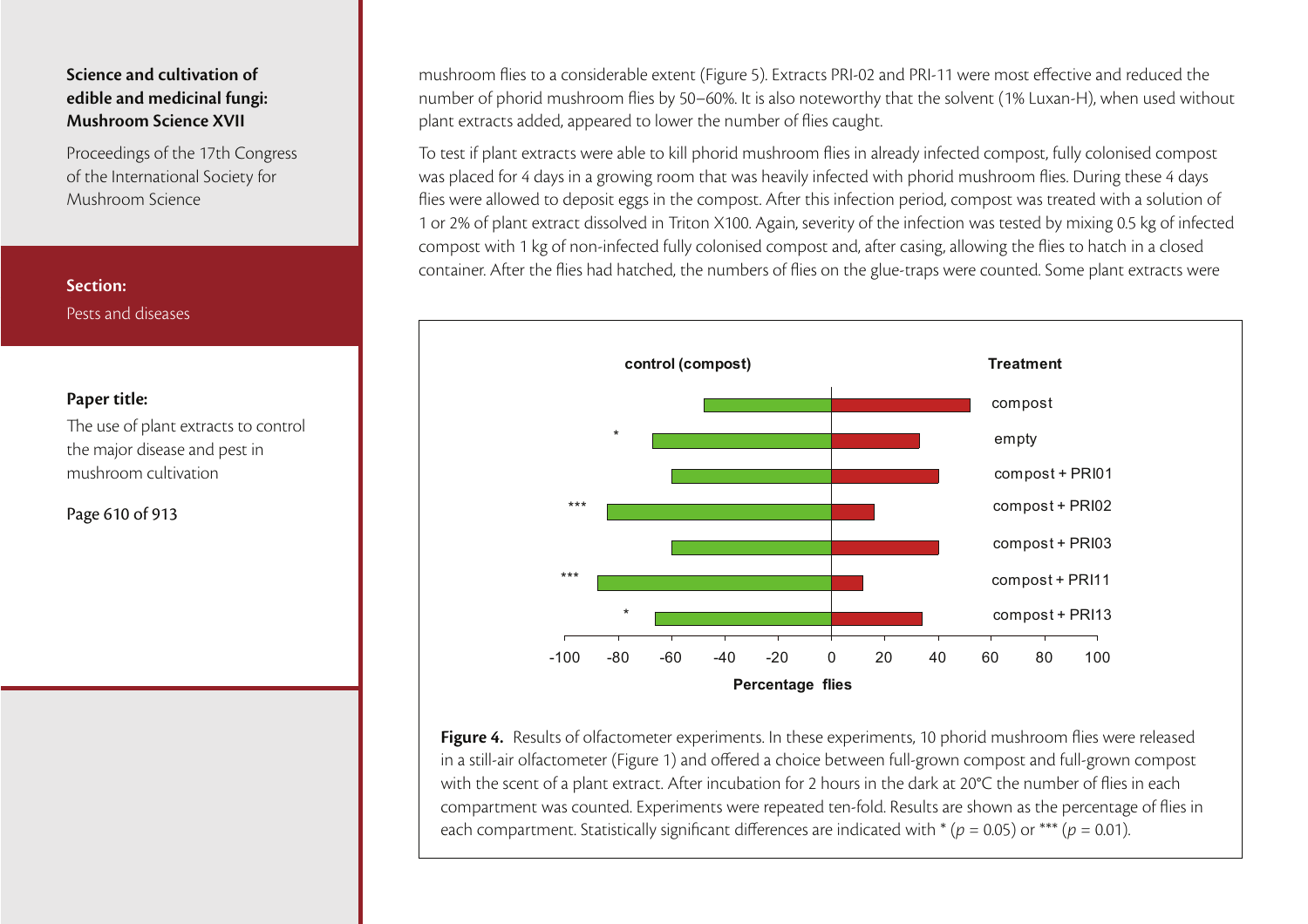mushroom flies to a considerable extent (Figure 5). Extracts PRI-02 and PRI-11 were most effective and reduced the number of phorid mushroom flies by 50–60%. It is also noteworthy that the solvent (1% Luxan-H), when used without plant extracts added, appeared to lower the number of flies caught.

To test if plant extracts were able to kill phorid mushroom flies in already infected compost, fully colonised compost was placed for 4 days in a growing room that was heavily infected with phorid mushroom flies. During these 4 days flies were allowed to deposit eggs in the compost. After this infection period, compost was treated with a solution of 1 or 2% of plant extract dissolved in Triton X100. Again, severity of the infection was tested by mixing 0.5 kg of infected compost with 1 kg of non-infected fully colonised compost and, after casing, allowing the flies to hatch in a closed container. After the flies had hatched, the numbers of flies on the glue-traps were counted. Some plant extracts were

**Figure 4.** Results of olfactometer experiments. In these experiments, 10 phorid mushroom flies were released in a still-air olfactometer (Figure 1) and offered a choice between full-grown compost and full-grown compost with the scent of a plant extract. After incubation for 2 hours in the dark at 20°C the number of flies in each compartment was counted. Experiments were repeated ten-fold. Results are shown as the percentage of flies in each compartment. Statistically significant differences are indicated with * ($p = 0.05$) or *** ($p = 0.01$).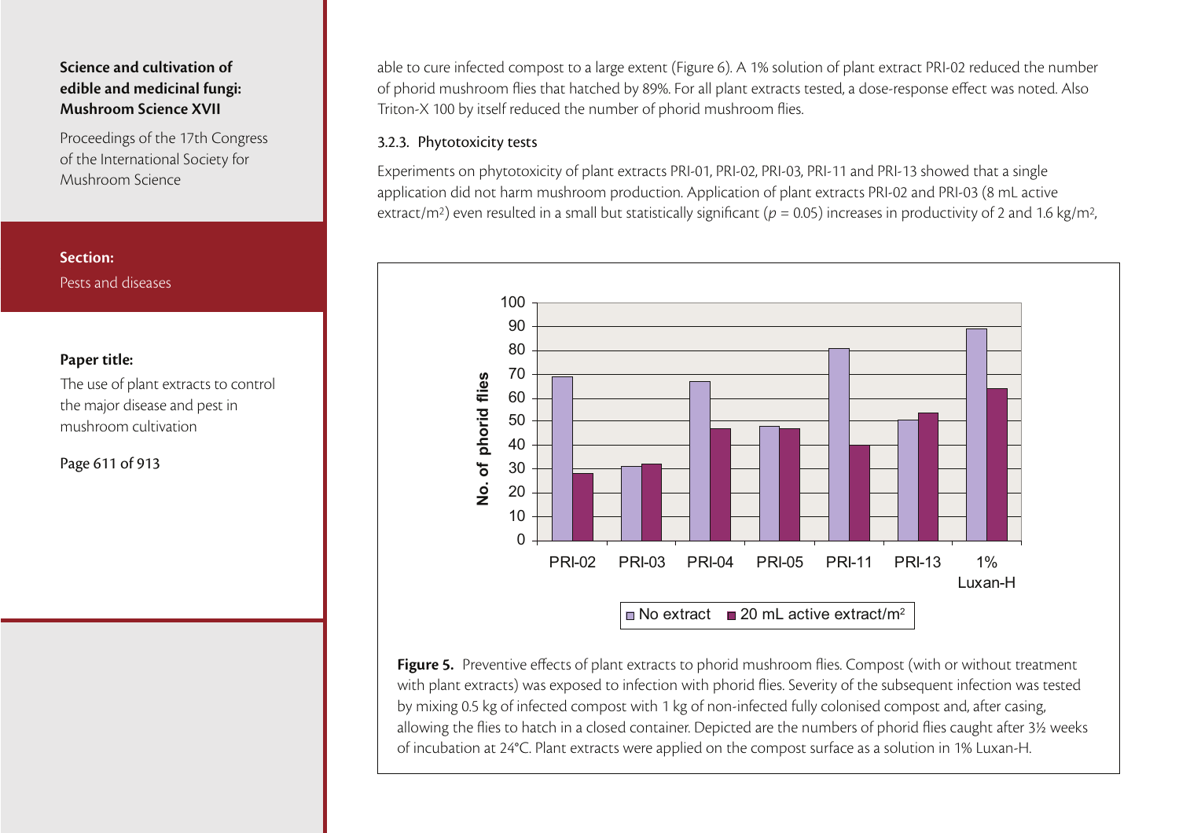able to cure infected compost to a large extent (Figure 6). A 1% solution of plant extract PRI-02 reduced the number of phorid mushroom flies that hatched by 89%. For all plant extracts tested, a dose-response effect was noted. Also Triton-X 100 by itself reduced the number of phorid mushroom flies.

### 3.2.3. Phytotoxicity tests

Experiments on phytotoxicity of plant extracts PRI-01, PRI-02, PRI-03, PRI-11 and PRI-13 showed that a single application did not harm mushroom production. Application of plant extracts PRI-02 and PRI-03 (8 mL active extract/$m^2$) even resulted in a small but statistically significant ($p$ = 0.05) increases in productivity of 2 and 1.6 kg/$m^2$,

**Figure 5.** Preventive effects of plant extracts to phorid mushroom flies. Compost (with or without treatment with plant extracts) was exposed to infection with phorid flies. Severity of the subsequent infection was tested by mixing 0.5 kg of infected compost with 1 kg of non-infected fully colonised compost and, after casing, allowing the flies to hatch in a closed container. Depicted are the numbers of phorid flies caught after 3½ weeks of incubation at 24°C. Plant extracts were applied on the compost surface as a solution in 1% Luxan-H.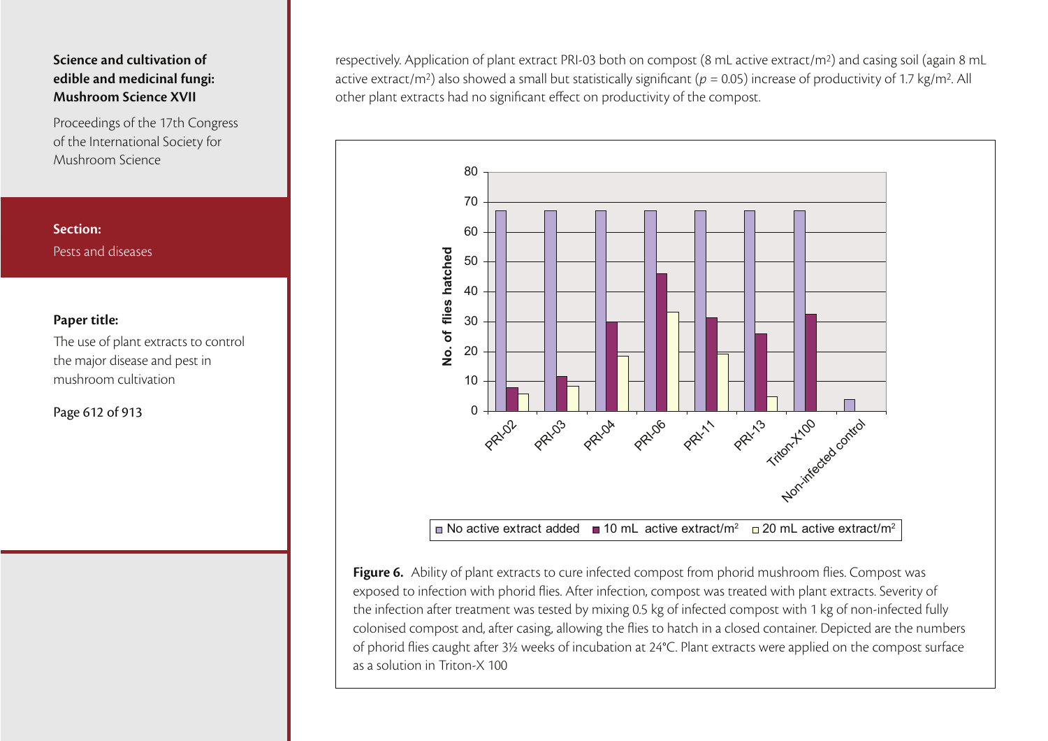respectively. Application of plant extract PRI-03 both on compost (8 mL active extract/m$^2$) and casing soil (again 8 mL active extract/m$^2$) also showed a small but statistically significant ($p = 0.05$) increase of productivity of 1.7 kg/m$^2$. All other plant extracts had no significant effect on productivity of the compost.

**Figure 6.** Ability of plant extracts to cure infected compost from phorid mushroom flies. Compost was exposed to infection with phorid flies. After infection, compost was treated with plant extracts. Severity of the infection after treatment was tested by mixing 0.5 kg of infected compost with 1 kg of non-infected fully colonised compost and, after casing, allowing the flies to hatch in a closed container. Depicted are the numbers of phorid flies caught after 3½ weeks of incubation at 24°C. Plant extracts were applied on the compost surface as a solution in Triton-X 100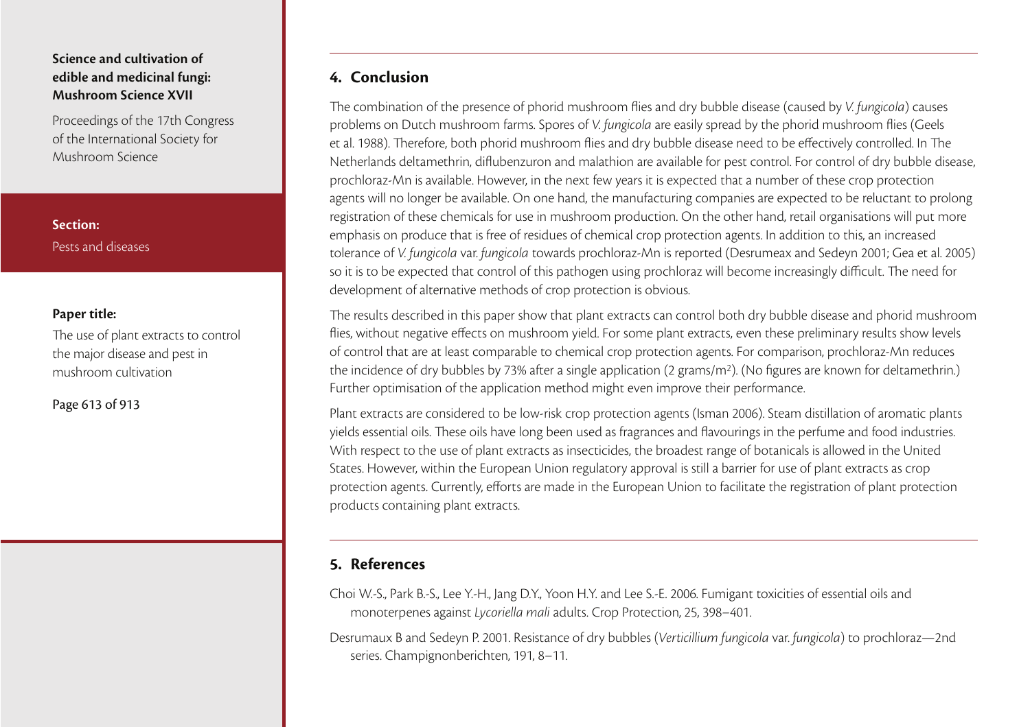## 4. Conclusion

The combination of the presence of phorid mushroom flies and dry bubble disease (caused by *V. fungicola*) causes problems on Dutch mushroom farms. Spores of *V. fungicola* are easily spread by the phorid mushroom flies (Geels et al. 1988). Therefore, both phorid mushroom flies and dry bubble disease need to be effectively controlled. In The Netherlands deltamethrin, diflubenzuron and malathion are available for pest control. For control of dry bubble disease, prochloraz-Mn is available. However, in the next few years it is expected that a number of these crop protection agents will no longer be available. On one hand, the manufacturing companies are expected to be reluctant to prolong registration of these chemicals for use in mushroom production. On the other hand, retail organisations will put more emphasis on produce that is free of residues of chemical crop protection agents. In addition to this, an increased tolerance of *V. fungicola* var. *fungicola* towards prochloraz-Mn is reported (Desrumeax and Sedeyn 2001; Gea et al. 2005) so it is to be expected that control of this pathogen using prochloraz will become increasingly difficult. The need for development of alternative methods of crop protection is obvious.

The results described in this paper show that plant extracts can control both dry bubble disease and phorid mushroom flies, without negative effects on mushroom yield. For some plant extracts, even these preliminary results show levels of control that are at least comparable to chemical crop protection agents. For comparison, prochloraz-Mn reduces the incidence of dry bubbles by 73% after a single application (2 grams/$m^2$). (No figures are known for deltamethrin.) Further optimisation of the application method might even improve their performance.

Plant extracts are considered to be low-risk crop protection agents (Isman 2006). Steam distillation of aromatic plants yields essential oils. These oils have long been used as fragrances and flavourings in the perfume and food industries. With respect to the use of plant extracts as insecticides, the broadest range of botanicals is allowed in the United States. However, within the European Union regulatory approval is still a barrier for use of plant extracts as crop protection agents. Currently, efforts are made in the European Union to facilitate the registration of plant protection products containing plant extracts.

## 5. References

Choi W.-S., Park B.-S., Lee Y.-H., Jang D.Y., Yoon H.Y. and Lee S.-E. 2006. Fumigant toxicities of essential oils and monoterpenes against *Lycoriella mali* adults. Crop Protection, 25, 398–401.

Desrumaux B and Sedeyn P. 2001. Resistance of dry bubbles (*Verticillium fungicola* var. *fungicola*) to prochloraz—2nd series. Champignonberichten, 191, 8–11.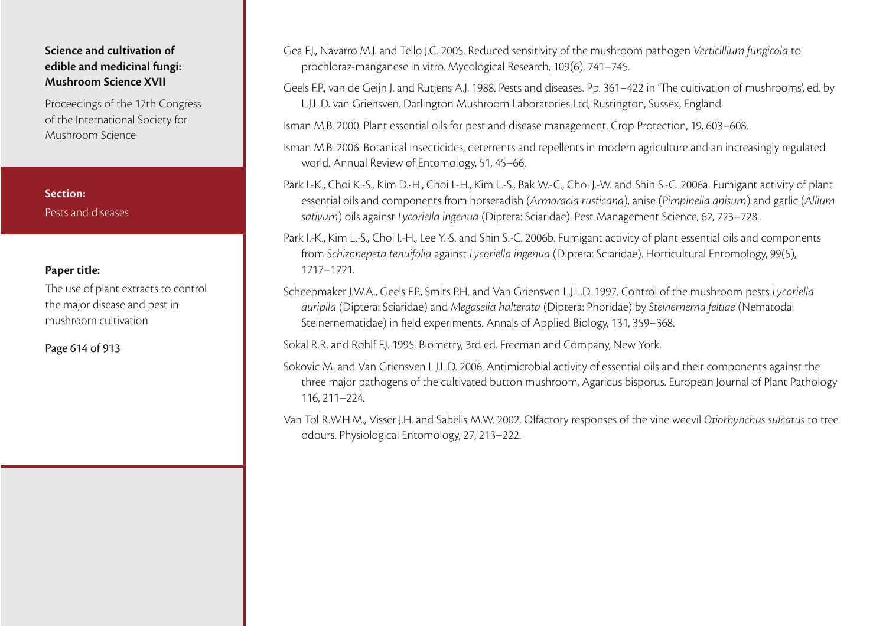Gea F.J., Navarro M.J. and Tello J.C. 2005. Reduced sensitivity of the mushroom pathogen *Verticillium fungicola* to prochloraz-manganese in vitro. Mycological Research, 109(6), 741–745.

Geels F.P., van de Geijn J. and Rutjens A.J. 1988. Pests and diseases. Pp. 361–422 in 'The cultivation of mushrooms', ed. by L.J.L.D. van Griensven. Darlington Mushroom Laboratories Ltd, Rustington, Sussex, England.

Isman M.B. 2000. Plant essential oils for pest and disease management. Crop Protection, 19, 603–608.

Isman M.B. 2006. Botanical insecticides, deterrents and repellents in modern agriculture and an increasingly regulated world. Annual Review of Entomology, 51, 45–66.

Park I.-K., Choi K.-S., Kim D.-H., Choi I.-H., Kim L.-S., Bak W.-C., Choi J.-W. and Shin S.-C. 2006a. Fumigant activity of plant essential oils and components from horseradish (*Armoracia rusticana*), anise (*Pimpinella anisum*) and garlic (*Allium sativum*) oils against *Lycoriella ingenua* (Diptera: Sciaridae). Pest Management Science, 62, 723–728.

Park I.-K., Kim L.-S., Choi I.-H., Lee Y.-S. and Shin S.-C. 2006b. Fumigant activity of plant essential oils and components from *Schizonepeta tenuifolia* against *Lycoriella ingenua* (Diptera: Sciaridae). Horticultural Entomology, 99(5), 1717–1721.

Scheepmaker J.W.A., Geels F.P., Smits P.H. and Van Griensven L.J.L.D. 1997. Control of the mushroom pests *Lycoriella auripila* (Diptera: Sciaridae) and *Megaselia halterata* (Diptera: Phoridae) by *Steinernema feltiae* (Nematoda: Steinernematidae) in field experiments. Annals of Applied Biology, 131, 359–368.

Sokal R.R. and Rohlf F.J. 1995. Biometry, 3rd ed. Freeman and Company, New York.

Sokovic M. and Van Griensven L.J.L.D. 2006. Antimicrobial activity of essential oils and their components against the three major pathogens of the cultivated button mushroom, Agaricus bisporus. European Journal of Plant Pathology 116, 211–224.

Van Tol R.W.H.M., Visser J.H. and Sabelis M.W. 2002. Olfactory responses of the vine weevil *Otiorhynchus sulcatus* to tree odours. Physiological Entomology, 27, 213–222.